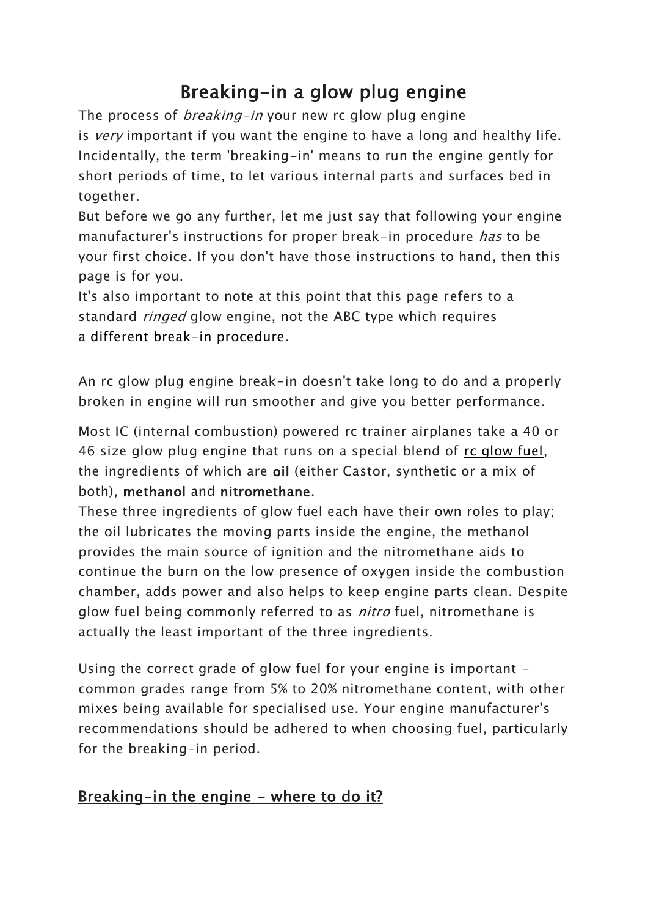# Breaking-in a glow plug engine

The process of *breaking-in* your new rc glow plug engine is *very* important if you want the engine to have a long and healthy life. Incidentally, the term 'breaking-in' means to run the engine gently for short periods of time, to let various internal parts and surfaces bed in together.

But before we go any further, let me just say that following your engine manufacturer's instructions for proper break-in procedure *has* to be your first choice. If you don't have those instructions to hand, then this page is for you.

It's also important to note at this point that this page refers to a standard *ringed* glow engine, not the ABC type which requires a different break-in procedure.

An rc glow plug engine break-in doesn't take long to do and a properly broken in engine will run smoother and give you better performance.

Most IC (internal combustion) powered rc trainer airplanes take a 40 or 46 size glow plug engine that runs on a special blend of rc glow fuel, the ingredients of which are **oil** (either Castor, synthetic or a mix of both), **methanol** and **nitromethane**.

These three ingredients of glow fuel each have their own roles to play; the oil lubricates the moving parts inside the engine, the methanol provides the main source of ignition and the nitromethane aids to continue the burn on the low presence of oxygen inside the combustion chamber, adds power and also helps to keep engine parts clean. Despite glow fuel being commonly referred to as *nitro* fuel, nitromethane is actually the least important of the three ingredients.

Using the correct grade of glow fuel for your engine is important - common grades range from 5% to 20% nitromethane content, with other mixes being available for specialised use. Your engine manufacturer's recommendations should be adhered to when choosing fuel, particularly for the breaking-in period.

## Breaking-in the engine - where to do it?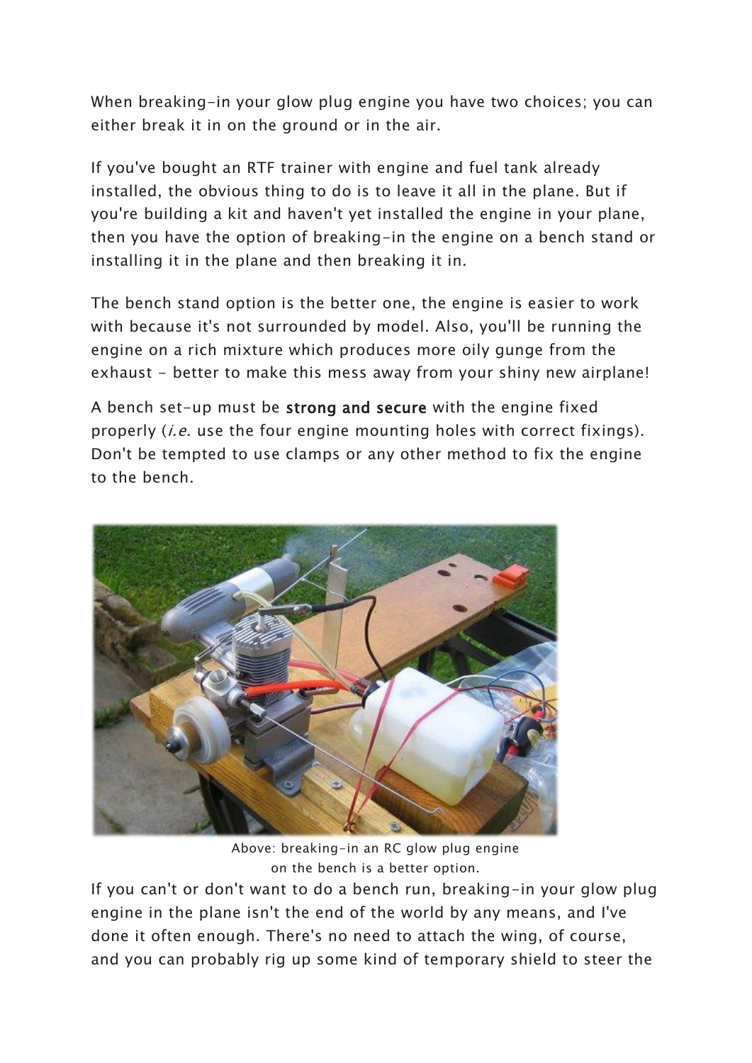When breaking-in your glow plug engine you have two choices; you can either break it in on the ground or in the air.

If you've bought an RTF trainer with engine and fuel tank already installed, the obvious thing to do is to leave it all in the plane. But if you're building a kit and haven't yet installed the engine in your plane, then you have the option of breaking-in the engine on a bench stand or installing it in the plane and then breaking it in.

The bench stand option is the better one, the engine is easier to work with because it's not surrounded by model. Also, you'll be running the engine on a rich mixture which produces more oily gunge from the exhaust - better to make this mess away from your shiny new airplane!

A bench set-up must be **strong and secure** with the engine fixed properly (*i.e.* use the four engine mounting holes with correct fixings). Don't be tempted to use clamps or any other method to fix the engine to the bench.

Above: breaking-in an RC glow plug engine on the bench is a better option.

If you can't or don't want to do a bench run, breaking-in your glow plug engine in the plane isn't the end of the world by any means, and I've done it often enough. There's no need to attach the wing, of course, and you can probably rig up some kind of temporary shield to steer the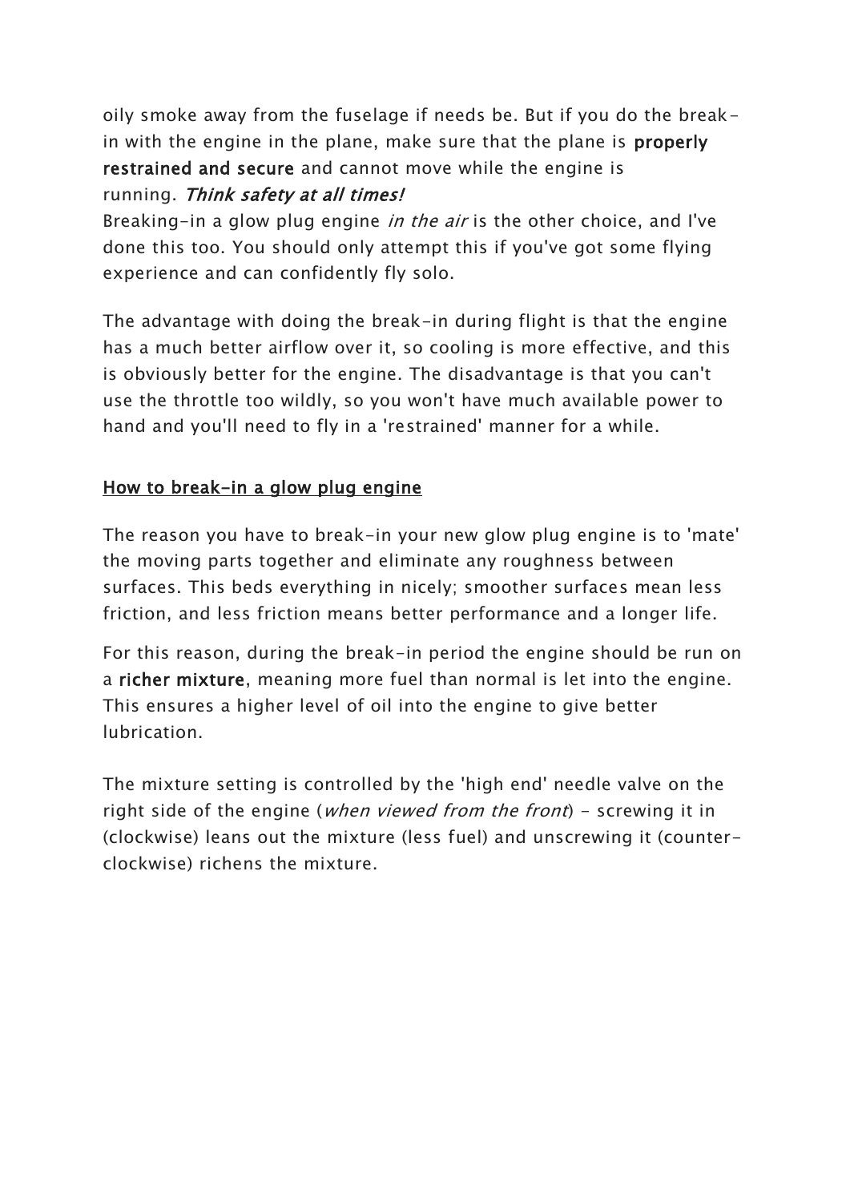oily smoke away from the fuselage if needs be. But if you do the break-in with the engine in the plane, make sure that the plane is **properly restrained and secure** and cannot move while the engine is running. ***Think safety at all times!***

Breaking-in a glow plug engine *in the air* is the other choice, and I've done this too. You should only attempt this if you've got some flying experience and can confidently fly solo.

The advantage with doing the break-in during flight is that the engine has a much better airflow over it, so cooling is more effective, and this is obviously better for the engine. The disadvantage is that you can't use the throttle too wildly, so you won't have much available power to hand and you'll need to fly in a 'restrained' manner for a while.

## How to break-in a glow plug engine

The reason you have to break-in your new glow plug engine is to 'mate' the moving parts together and eliminate any roughness between surfaces. This beds everything in nicely; smoother surfaces mean less friction, and less friction means better performance and a longer life.

For this reason, during the break-in period the engine should be run on a **richer mixture**, meaning more fuel than normal is let into the engine. This ensures a higher level of oil into the engine to give better lubrication.

The mixture setting is controlled by the 'high end' needle valve on the right side of the engine (*when viewed from the front*) - screwing it in (clockwise) leans out the mixture (less fuel) and unscrewing it (counter-clockwise) richens the mixture.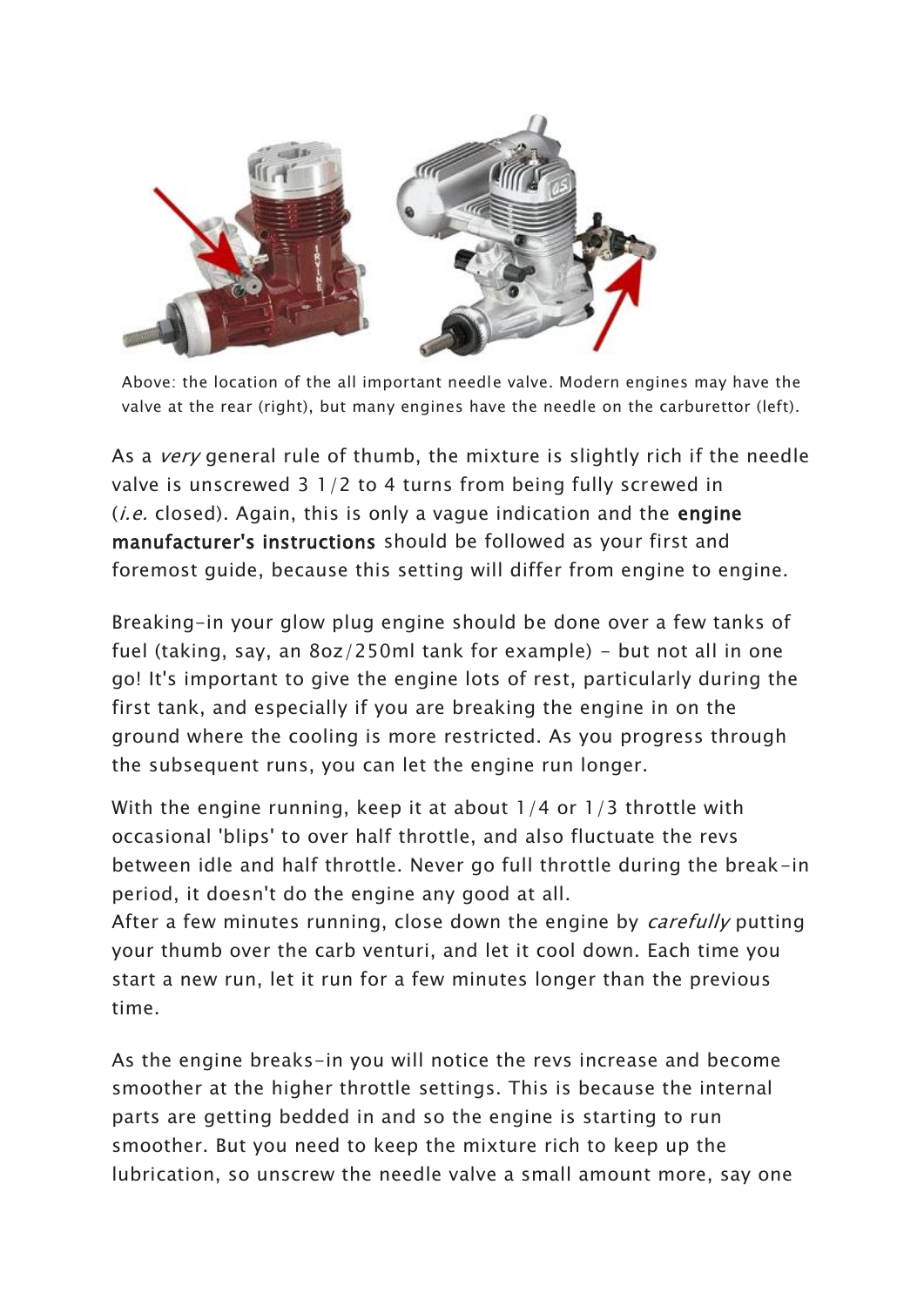Above: the location of the all important needle valve. Modern engines may have the valve at the rear (right), but many engines have the needle on the carburettor (left).

As a *very* general rule of thumb, the mixture is slightly rich if the needle valve is unscrewed 3 1/2 to 4 turns from being fully screwed in (*i.e.* closed). Again, this is only a vague indication and the **engine manufacturer's instructions** should be followed as your first and foremost guide, because this setting will differ from engine to engine.

Breaking-in your glow plug engine should be done over a few tanks of fuel (taking, say, an 8oz/250ml tank for example) - but not all in one go! It's important to give the engine lots of rest, particularly during the first tank, and especially if you are breaking the engine in on the ground where the cooling is more restricted. As you progress through the subsequent runs, you can let the engine run longer.

With the engine running, keep it at about 1/4 or 1/3 throttle with occasional 'blips' to over half throttle, and also fluctuate the revs between idle and half throttle. Never go full throttle during the break-in period, it doesn't do the engine any good at all.
After a few minutes running, close down the engine by *carefully* putting your thumb over the carb venturi, and let it cool down. Each time you start a new run, let it run for a few minutes longer than the previous time.

As the engine breaks-in you will notice the revs increase and become smoother at the higher throttle settings. This is because the internal parts are getting bedded in and so the engine is starting to run smoother. But you need to keep the mixture rich to keep up the lubrication, so unscrew the needle valve a small amount more, say one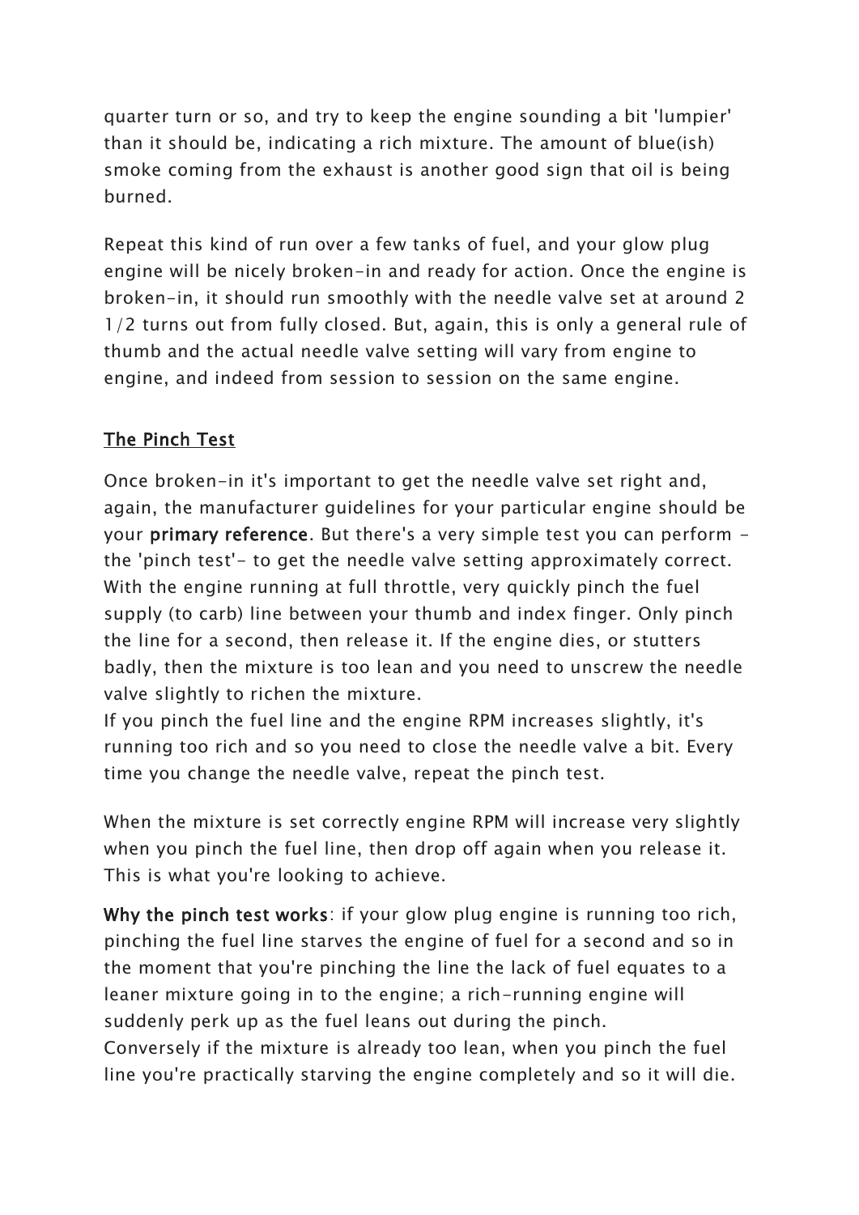quarter turn or so, and try to keep the engine sounding a bit 'lumpier' than it should be, indicating a rich mixture. The amount of blue(ish) smoke coming from the exhaust is another good sign that oil is being burned.

Repeat this kind of run over a few tanks of fuel, and your glow plug engine will be nicely broken-in and ready for action. Once the engine is broken-in, it should run smoothly with the needle valve set at around 2 1/2 turns out from fully closed. But, again, this is only a general rule of thumb and the actual needle valve setting will vary from engine to engine, and indeed from session to session on the same engine.

## The Pinch Test

Once broken-in it's important to get the needle valve set right and, again, the manufacturer guidelines for your particular engine should be your **primary reference**. But there's a very simple test you can perform - the 'pinch test'- to get the needle valve setting approximately correct. With the engine running at full throttle, very quickly pinch the fuel supply (to carb) line between your thumb and index finger. Only pinch the line for a second, then release it. If the engine dies, or stutters badly, then the mixture is too lean and you need to unscrew the needle valve slightly to richen the mixture.
If you pinch the fuel line and the engine RPM increases slightly, it's running too rich and so you need to close the needle valve a bit. Every time you change the needle valve, repeat the pinch test.

When the mixture is set correctly engine RPM will increase very slightly when you pinch the fuel line, then drop off again when you release it. This is what you're looking to achieve.

**Why the pinch test works**: if your glow plug engine is running too rich, pinching the fuel line starves the engine of fuel for a second and so in the moment that you're pinching the line the lack of fuel equates to a leaner mixture going in to the engine; a rich-running engine will suddenly perk up as the fuel leans out during the pinch.
Conversely if the mixture is already too lean, when you pinch the fuel line you're practically starving the engine completely and so it will die.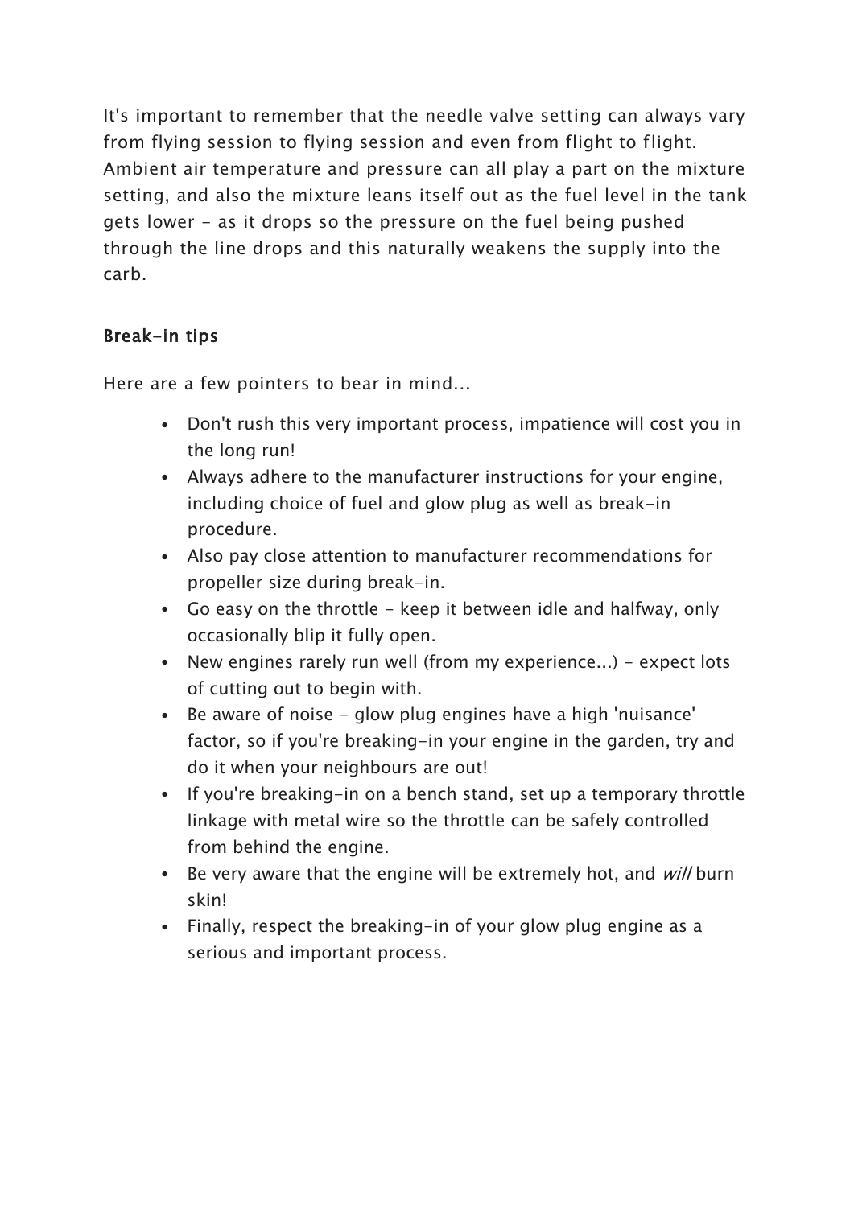It's important to remember that the needle valve setting can always vary from flying session to flying session and even from flight to flight. Ambient air temperature and pressure can all play a part on the mixture setting, and also the mixture leans itself out as the fuel level in the tank gets lower - as it drops so the pressure on the fuel being pushed through the line drops and this naturally weakens the supply into the carb.

## Break-in tips

Here are a few pointers to bear in mind...

- Don't rush this very important process, impatience will cost you in the long run!
- Always adhere to the manufacturer instructions for your engine, including choice of fuel and glow plug as well as break-in procedure.
- Also pay close attention to manufacturer recommendations for propeller size during break-in.
- Go easy on the throttle - keep it between idle and halfway, only occasionally blip it fully open.
- New engines rarely run well (from my experience...) - expect lots of cutting out to begin with.
- Be aware of noise - glow plug engines have a high 'nuisance' factor, so if you're breaking-in your engine in the garden, try and do it when your neighbours are out!
- If you're breaking-in on a bench stand, set up a temporary throttle linkage with metal wire so the throttle can be safely controlled from behind the engine.
- Be very aware that the engine will be extremely hot, and *will* burn skin!
- Finally, respect the breaking-in of your glow plug engine as a serious and important process.